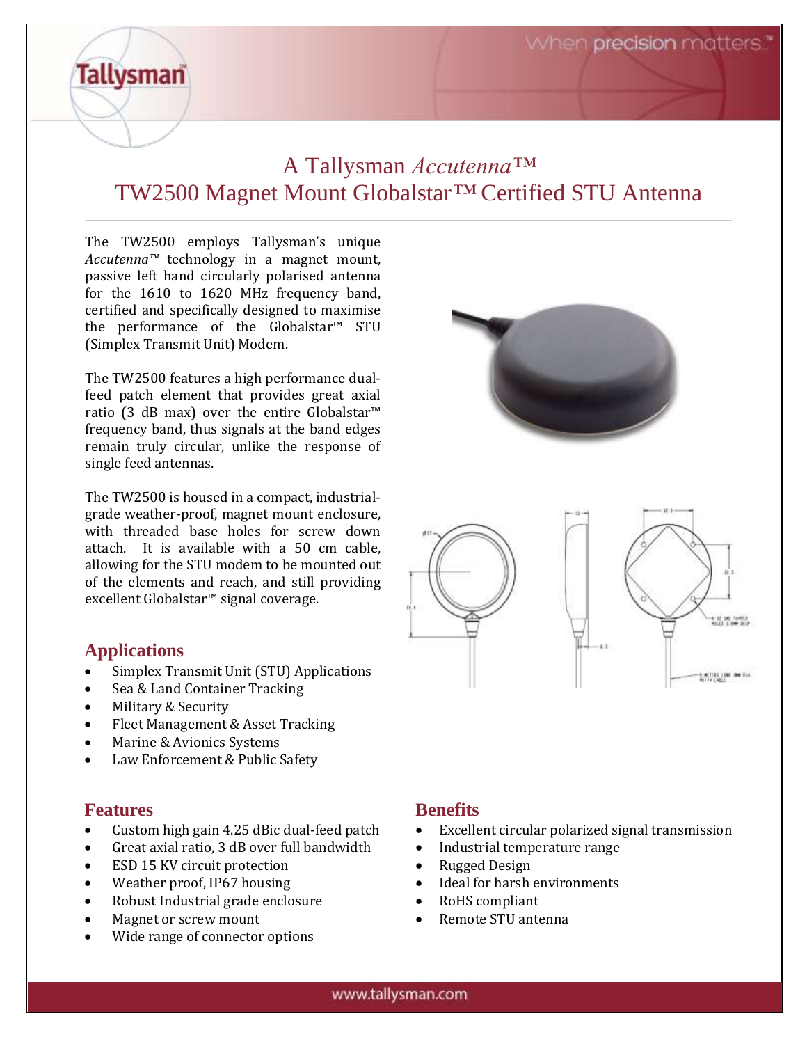# A Tallysman *Accutenna™* TW2500 Magnet Mount Globalstar™ Certified STU Antenna

The TW2500 employs Tallysman's unique *Accutenna™* technology in a magnet mount, passive left hand circularly polarised antenna for the 1610 to 1620 MHz frequency band, certified and specifically designed to maximise the performance of the Globalstar™ STU (Simplex Transmit Unit) Modem.

The TW2500 features a high performance dual-feed patch element that provides great axial ratio (3 dB max) over the entire Globalstar™ frequency band, thus signals at the band edges remain truly circular, unlike the response of single feed antennas.

The TW2500 is housed in a compact, industrial-grade weather-proof, magnet mount enclosure, with threaded base holes for screw down attach. It is available with a 50 cm cable, allowing for the STU modem to be mounted out of the elements and reach, and still providing excellent Globalstar™ signal coverage.

## Applications

- Simplex Transmit Unit (STU) Applications
- Sea & Land Container Tracking
- Military & Security
- Fleet Management & Asset Tracking
- Marine & Avionics Systems
- Law Enforcement & Public Safety

## Features

- Custom high gain 4.25 dBic dual-feed patch
- Great axial ratio, 3 dB over full bandwidth
- ESD 15 KV circuit protection
- Weather proof, IP67 housing
- Robust Industrial grade enclosure
- Magnet or screw mount
- Wide range of connector options

## Benefits

- Excellent circular polarized signal transmission
- Industrial temperature range
- Rugged Design
- Ideal for harsh environments
- RoHS compliant
- Remote STU antenna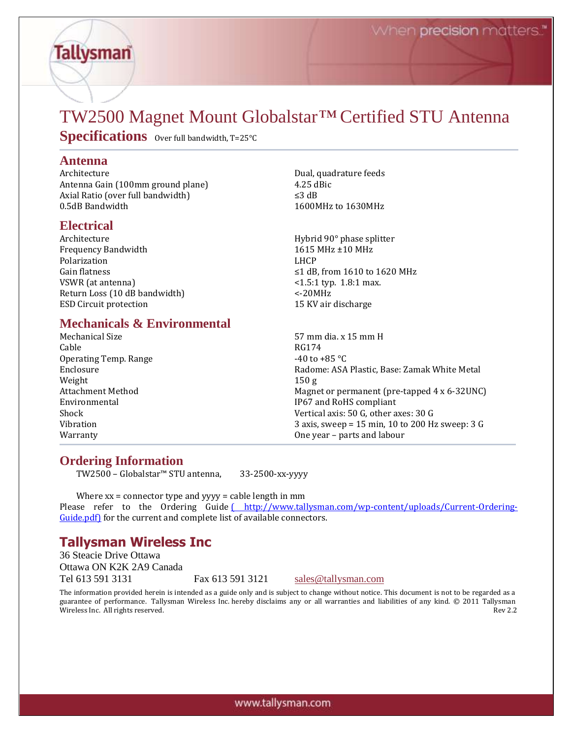# TW2500 Magnet Mount Globalstar™ Certified STU Antenna

## Specifications

Over full bandwidth, T=25°C

### Antenna

| | |
|---|---|
| Architecture | Dual, quadrature feeds |
| Antenna Gain (100mm ground plane) | 4.25 dBic |
| Axial Ratio (over full bandwidth) | ≤3 dB |
| 0.5dB Bandwidth | 1600MHz to 1630MHz |

### Electrical

| | |
|---|---|
| Architecture | Hybrid 90° phase splitter |
| Frequency Bandwidth | 1615 MHz ±10 MHz |
| Polarization | LHCP |
| Gain flatness | ≤1 dB, from 1610 to 1620 MHz |
| VSWR (at antenna) | <1.5:1 typ. 1.8:1 max. |
| Return Loss (10 dB bandwidth) | <-20MHz |
| ESD Circuit protection | 15 KV air discharge |

### Mechanicals & Environmental

| | |
|---|---|
| Mechanical Size | 57 mm dia. x 15 mm H |
| Cable | RG174 |
| Operating Temp. Range | -40 to +85 °C |
| Enclosure | Radome: ASA Plastic, Base: Zamak White Metal |
| Weight | 150 g |
| Attachment Method | Magnet or permanent (pre-tapped 4 x 6-32UNC) |
| Environmental | IP67 and RoHS compliant |
| Shock | Vertical axis: 50 G, other axes: 30 G |
| Vibration | 3 axis, sweep = 15 min, 10 to 200 Hz sweep: 3 G |
| Warranty | One year – parts and labour |

### Ordering Information

TW2500 – Globalstar™ STU antenna, 33-2500-xx-yyyy

Where xx = connector type and yyyy = cable length in mm

Please refer to the Ordering Guide ( http://www.tallysman.com/wp-content/uploads/Current-Ordering-Guide.pdf) for the current and complete list of available connectors.

## Tallysman Wireless Inc

36 Steacie Drive Ottawa
Ottawa ON K2K 2A9 Canada
Tel 613 591 3131 Fax 613 591 3121 sales@tallysman.com

The information provided herein is intended as a guide only and is subject to change without notice. This document is not to be regarded as a guarantee of performance. Tallysman Wireless Inc. hereby disclaims any or all warranties and liabilities of any kind. © 2011 Tallysman Wireless Inc. All rights reserved. Rev 2.2